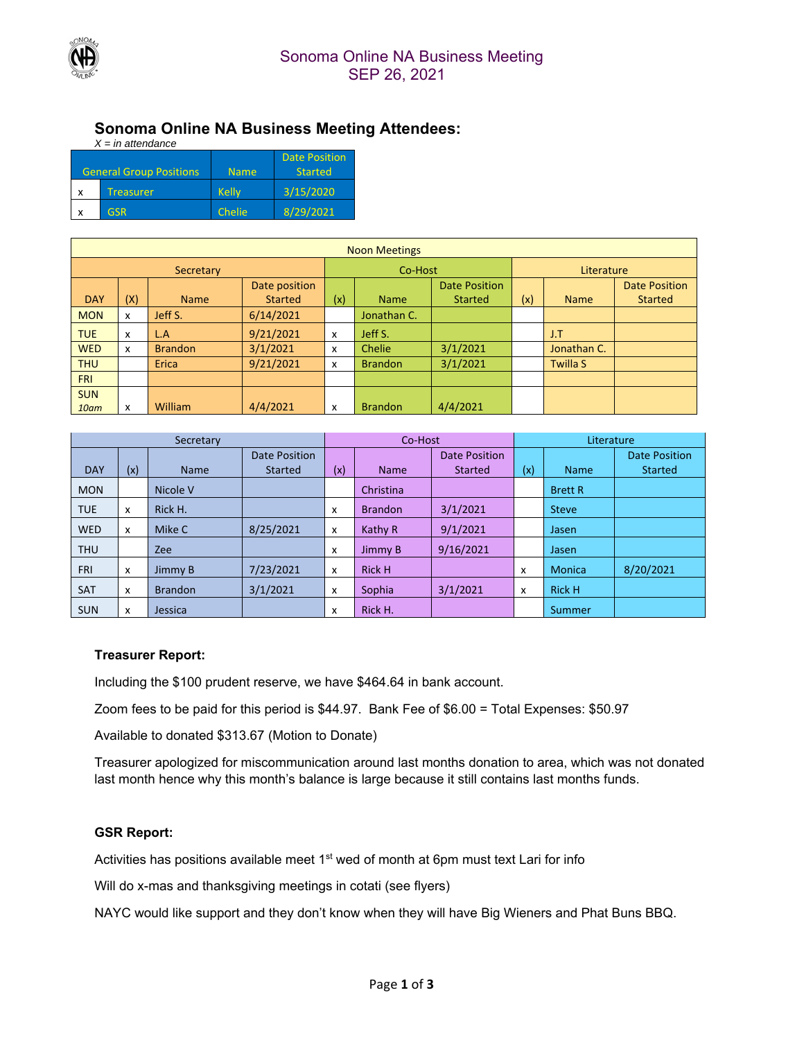# Sonoma Online NA Business Meeting
# SEP 26, 2021

## Sonoma Online NA Business Meeting Attendees:

*X = in attendance*

| | General Group Positions | Name | Date Position Started |
|---|---|---|---|
| x | Treasurer | Kelly | 3/15/2020 |
| x | GSR | Chelie | 8/29/2021 |

| Noon Meetings | | | | | | | | | | |
|---|---|---|---|---|---|---|---|---|---|---|
| Secretary | | | | Co-Host | | | Literature | | | |
| DAY | (X) | Name | Date position Started | (x) | Name | Date Position Started | (x) | Name | Date Position Started |
| MON | x | Jeff S. | 6/14/2021 | | Jonathan C. | | | | |
| TUE | x | L.A | 9/21/2021 | x | Jeff S. | | | J.T | |
| WED | x | Brandon | 3/1/2021 | x | Chelie | 3/1/2021 | | Jonathan C. | |
| THU | | Erica | 9/21/2021 | x | Brandon | 3/1/2021 | | Twilla S | |
| FRI | | | | | | | | | |
| SUN *10am* | x | William | 4/4/2021 | x | Brandon | 4/4/2021 | | | |

| Secretary | | | | Co-Host | | | Literature | | |
|---|---|---|---|---|---|---|---|---|---|
| DAY | (x) | Name | Date Position Started | (x) | Name | Date Position Started | (x) | Name | Date Position Started |
| MON | | Nicole V | | | Christina | | | Brett R | |
| TUE | x | Rick H. | | x | Brandon | 3/1/2021 | | Steve | |
| WED | x | Mike C | 8/25/2021 | x | Kathy R | 9/1/2021 | | Jasen | |
| THU | | Zee | | x | Jimmy B | 9/16/2021 | | Jasen | |
| FRI | x | Jimmy B | 7/23/2021 | x | Rick H | | x | Monica | 8/20/2021 |
| SAT | x | Brandon | 3/1/2021 | x | Sophia | 3/1/2021 | x | Rick H | |
| SUN | x | Jessica | | x | Rick H. | | | Summer | |

**Treasurer Report:**

Including the $100 prudent reserve, we have $464.64 in bank account.

Zoom fees to be paid for this period is $44.97. Bank Fee of $6.00 = Total Expenses: $50.97

Available to donated $313.67 (Motion to Donate)

Treasurer apologized for miscommunication around last months donation to area, which was not donated last month hence why this month's balance is large because it still contains last months funds.

**GSR Report:**

Activities has positions available meet 1st wed of month at 6pm must text Lari for info

Will do x-mas and thanksgiving meetings in cotati (see flyers)

NAYC would like support and they don't know when they will have Big Wieners and Phat Buns BBQ.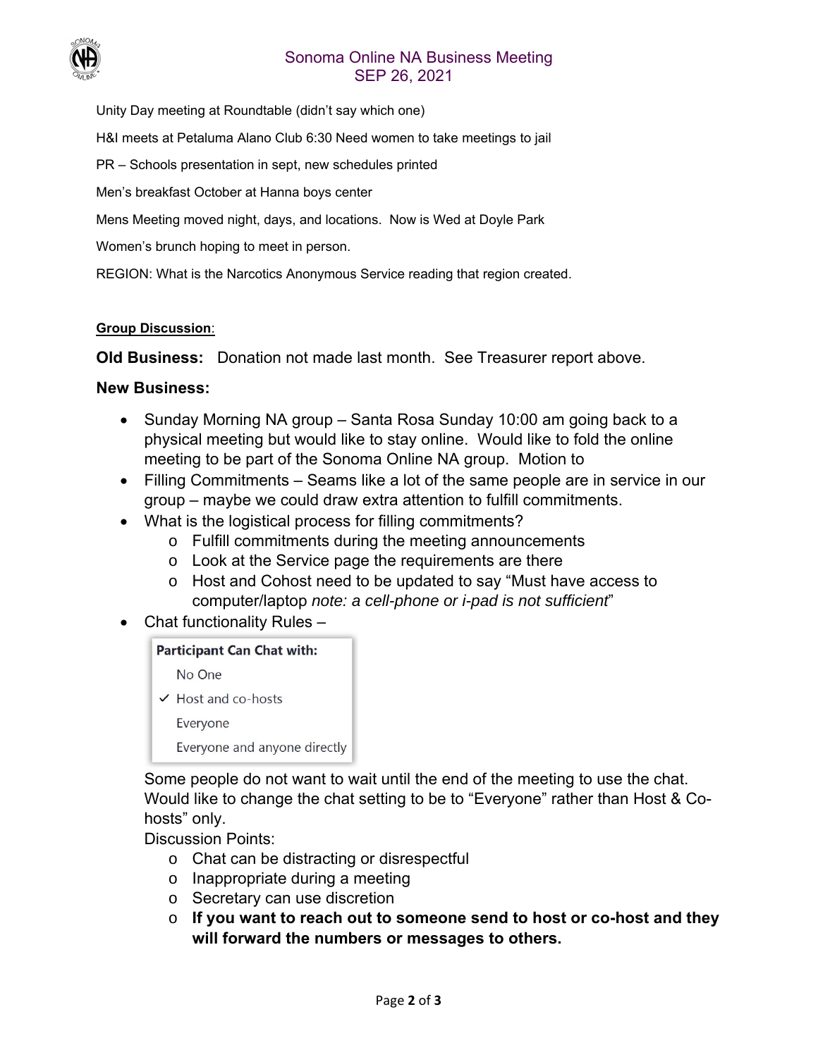Unity Day meeting at Roundtable (didn't say which one)

H&I meets at Petaluma Alano Club 6:30 Need women to take meetings to jail

PR – Schools presentation in sept, new schedules printed

Men's breakfast October at Hanna boys center

Mens Meeting moved night, days, and locations. Now is Wed at Doyle Park

Women's brunch hoping to meet in person.

REGION: What is the Narcotics Anonymous Service reading that region created.

**Group Discussion**:

**Old Business:** Donation not made last month. See Treasurer report above.

**New Business:**

- Sunday Morning NA group – Santa Rosa Sunday 10:00 am going back to a physical meeting but would like to stay online. Would like to fold the online meeting to be part of the Sonoma Online NA group. Motion to
- Filling Commitments – Seams like a lot of the same people are in service in our group – maybe we could draw extra attention to fulfill commitments.
- What is the logistical process for filling commitments?
  - Fulfill commitments during the meeting announcements
  - Look at the Service page the requirements are there
  - Host and Cohost need to be updated to say "Must have access to computer/laptop *note: a cell-phone or i-pad is not sufficient*"
- Chat functionality Rules –

  **Participant Can Chat with:**
  
  No One
  
  ✓ Host and co-hosts
  
  Everyone
  
  Everyone and anyone directly

  Some people do not want to wait until the end of the meeting to use the chat. Would like to change the chat setting to be to "Everyone" rather than Host & Co-hosts" only.

  Discussion Points:
  - Chat can be distracting or disrespectful
  - Inappropriate during a meeting
  - Secretary can use discretion
  - **If you want to reach out to someone send to host or co-host and they will forward the numbers or messages to others.**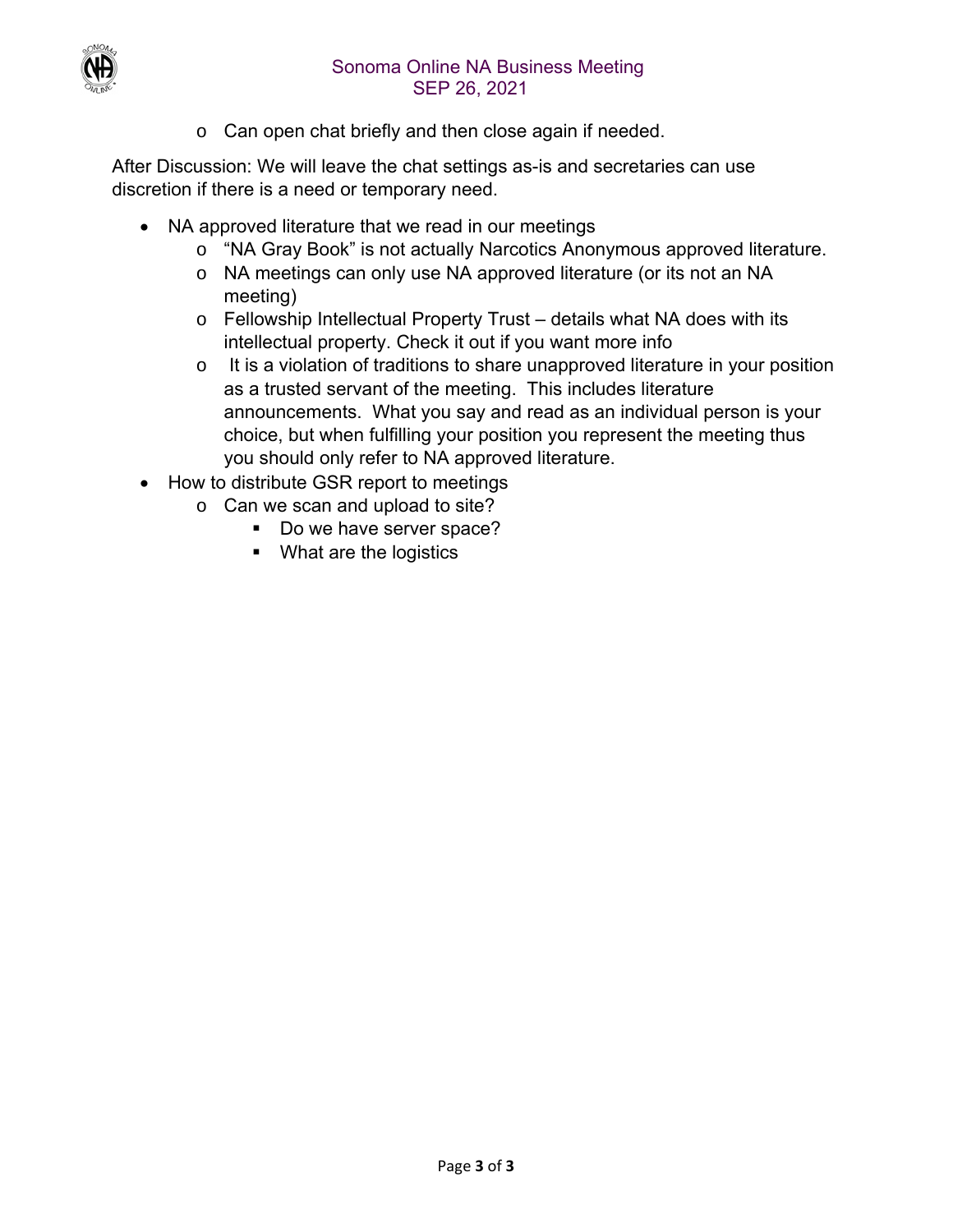- Can open chat briefly and then close again if needed.

After Discussion: We will leave the chat settings as-is and secretaries can use discretion if there is a need or temporary need.

- NA approved literature that we read in our meetings
  - "NA Gray Book" is not actually Narcotics Anonymous approved literature.
  - NA meetings can only use NA approved literature (or its not an NA meeting)
  - Fellowship Intellectual Property Trust – details what NA does with its intellectual property. Check it out if you want more info
  - It is a violation of traditions to share unapproved literature in your position as a trusted servant of the meeting. This includes literature announcements. What you say and read as an individual person is your choice, but when fulfilling your position you represent the meeting thus you should only refer to NA approved literature.
- How to distribute GSR report to meetings
  - Can we scan and upload to site?
    - Do we have server space?
    - What are the logistics